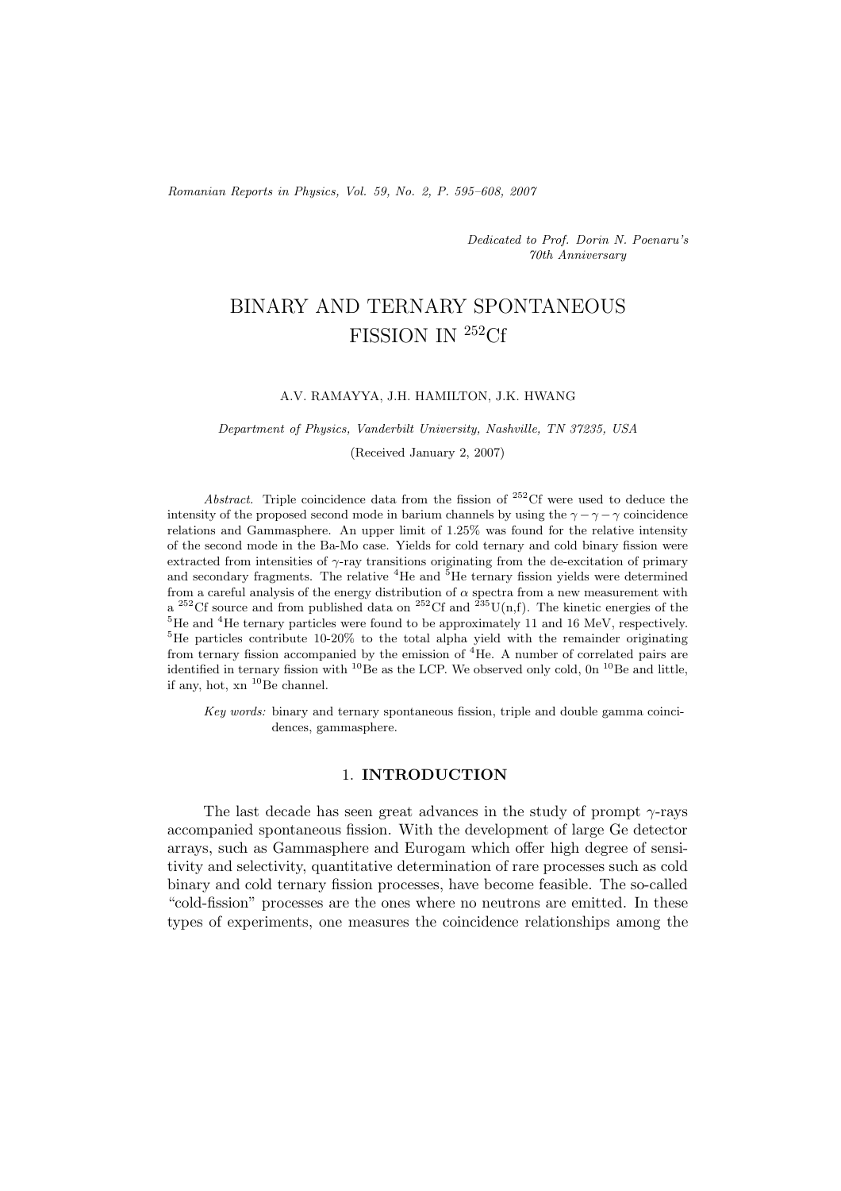*Dedicated to Prof. Dorin N. Poenaru's 70th Anniversary*

# BINARY AND TERNARY SPONTANEOUS FISSION IN $^{252}$Cf

A.V. RAMAYYA, J.H. HAMILTON, J.K. HWANG

*Department of Physics, Vanderbilt University, Nashville, TN 37235, USA*

(Received January 2, 2007)

*Abstract.* Triple coincidence data from the fission of $^{252}$Cf were used to deduce the intensity of the proposed second mode in barium channels by using the $\gamma-\gamma-\gamma$ coincidence relations and Gammasphere. An upper limit of 1.25% was found for the relative intensity of the second mode in the Ba-Mo case. Yields for cold ternary and cold binary fission were extracted from intensities of $\gamma$-ray transitions originating from the de-excitation of primary and secondary fragments. The relative $^{4}$He and $^{5}$He ternary fission yields were determined from a careful analysis of the energy distribution of $\alpha$ spectra from a new measurement with a $^{252}$Cf source and from published data on $^{252}$Cf and $^{235}$U(n,f). The kinetic energies of the $^{5}$He and $^{4}$He ternary particles were found to be approximately 11 and 16 MeV, respectively. $^{5}$He particles contribute 10-20% to the total alpha yield with the remainder originating from ternary fission accompanied by the emission of $^{4}$He. A number of correlated pairs are identified in ternary fission with $^{10}$Be as the LCP. We observed only cold, 0n $^{10}$Be and little, if any, hot, xn $^{10}$Be channel.

*Key words:* binary and ternary spontaneous fission, triple and double gamma coincidences, gammasphere.

## 1. INTRODUCTION

The last decade has seen great advances in the study of prompt $\gamma$-rays accompanied spontaneous fission. With the development of large Ge detector arrays, such as Gammasphere and Eurogam which offer high degree of sensitivity and selectivity, quantitative determination of rare processes such as cold binary and cold ternary fission processes, have become feasible. The so-called "cold-fission" processes are the ones where no neutrons are emitted. In these types of experiments, one measures the coincidence relationships among the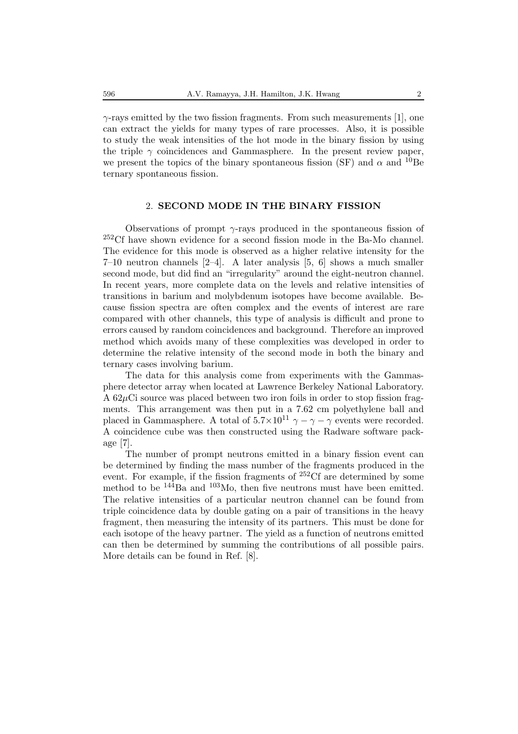$\gamma$-rays emitted by the two fission fragments. From such measurements [1], one can extract the yields for many types of rare processes. Also, it is possible to study the weak intensities of the hot mode in the binary fission by using the triple $\gamma$ coincidences and Gammasphere. In the present review paper, we present the topics of the binary spontaneous fission (SF) and $\alpha$ and $^{10}$Be ternary spontaneous fission.

## 2. SECOND MODE IN THE BINARY FISSION

Observations of prompt $\gamma$-rays produced in the spontaneous fission of $^{252}$Cf have shown evidence for a second fission mode in the Ba-Mo channel. The evidence for this mode is observed as a higher relative intensity for the 7–10 neutron channels [2–4]. A later analysis [5, 6] shows a much smaller second mode, but did find an "irregularity" around the eight-neutron channel. In recent years, more complete data on the levels and relative intensities of transitions in barium and molybdenum isotopes have become available. Because fission spectra are often complex and the events of interest are rare compared with other channels, this type of analysis is difficult and prone to errors caused by random coincidences and background. Therefore an improved method which avoids many of these complexities was developed in order to determine the relative intensity of the second mode in both the binary and ternary cases involving barium.

The data for this analysis come from experiments with the Gammasphere detector array when located at Lawrence Berkeley National Laboratory. A 62$\mu$Ci source was placed between two iron foils in order to stop fission fragments. This arrangement was then put in a 7.62 cm polyethylene ball and placed in Gammasphere. A total of $5.7\times10^{11}$ $\gamma-\gamma-\gamma$ events were recorded. A coincidence cube was then constructed using the Radware software package [7].

The number of prompt neutrons emitted in a binary fission event can be determined by finding the mass number of the fragments produced in the event. For example, if the fission fragments of $^{252}$Cf are determined by some method to be $^{144}$Ba and $^{103}$Mo, then five neutrons must have been emitted. The relative intensities of a particular neutron channel can be found from triple coincidence data by double gating on a pair of transitions in the heavy fragment, then measuring the intensity of its partners. This must be done for each isotope of the heavy partner. The yield as a function of neutrons emitted can then be determined by summing the contributions of all possible pairs. More details can be found in Ref. [8].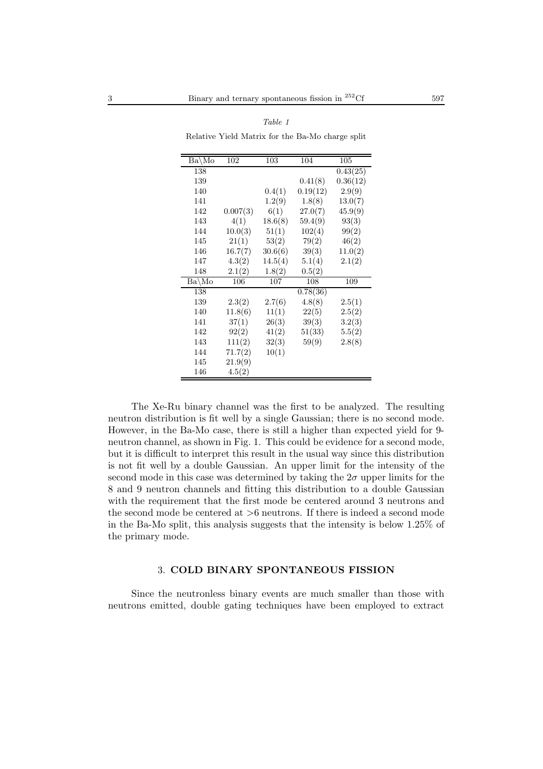*Table 1*

Relative Yield Matrix for the Ba-Mo charge split

| Ba\Mo | 102 | 103 | 104 | 105 |
|---|---|---|---|---|
| 138 | | | | 0.43(25) |
| 139 | | | 0.41(8) | 0.36(12) |
| 140 | | 0.4(1) | 0.19(12) | 2.9(9) |
| 141 | | 1.2(9) | 1.8(8) | 13.0(7) |
| 142 | 0.007(3) | 6(1) | 27.0(7) | 45.9(9) |
| 143 | 4(1) | 18.6(8) | 59.4(9) | 93(3) |
| 144 | 10.0(3) | 51(1) | 102(4) | 99(2) |
| 145 | 21(1) | 53(2) | 79(2) | 46(2) |
| 146 | 16.7(7) | 30.6(6) | 39(3) | 11.0(2) |
| 147 | 4.3(2) | 14.5(4) | 5.1(4) | 2.1(2) |
| 148 | 2.1(2) | 1.8(2) | 0.5(2) | |
| **Ba\Mo** | **106** | **107** | **108** | **109** |
| 138 | | | 0.78(36) | |
| 139 | 2.3(2) | 2.7(6) | 4.8(8) | 2.5(1) |
| 140 | 11.8(6) | 11(1) | 22(5) | 2.5(2) |
| 141 | 37(1) | 26(3) | 39(3) | 3.2(3) |
| 142 | 92(2) | 41(2) | 51(33) | 5.5(2) |
| 143 | 111(2) | 32(3) | 59(9) | 2.8(8) |
| 144 | 71.7(2) | 10(1) | | |
| 145 | 21.9(9) | | | |
| 146 | 4.5(2) | | | |

The Xe-Ru binary channel was the first to be analyzed. The resulting neutron distribution is fit well by a single Gaussian; there is no second mode. However, in the Ba-Mo case, there is still a higher than expected yield for 9-neutron channel, as shown in Fig. 1. This could be evidence for a second mode, but it is difficult to interpret this result in the usual way since this distribution is not fit well by a double Gaussian. An upper limit for the intensity of the second mode in this case was determined by taking the $2\sigma$ upper limits for the 8 and 9 neutron channels and fitting this distribution to a double Gaussian with the requirement that the first mode be centered around 3 neutrons and the second mode be centered at >6 neutrons. If there is indeed a second mode in the Ba-Mo split, this analysis suggests that the intensity is below 1.25% of the primary mode.

## 3. COLD BINARY SPONTANEOUS FISSION

Since the neutronless binary events are much smaller than those with neutrons emitted, double gating techniques have been employed to extract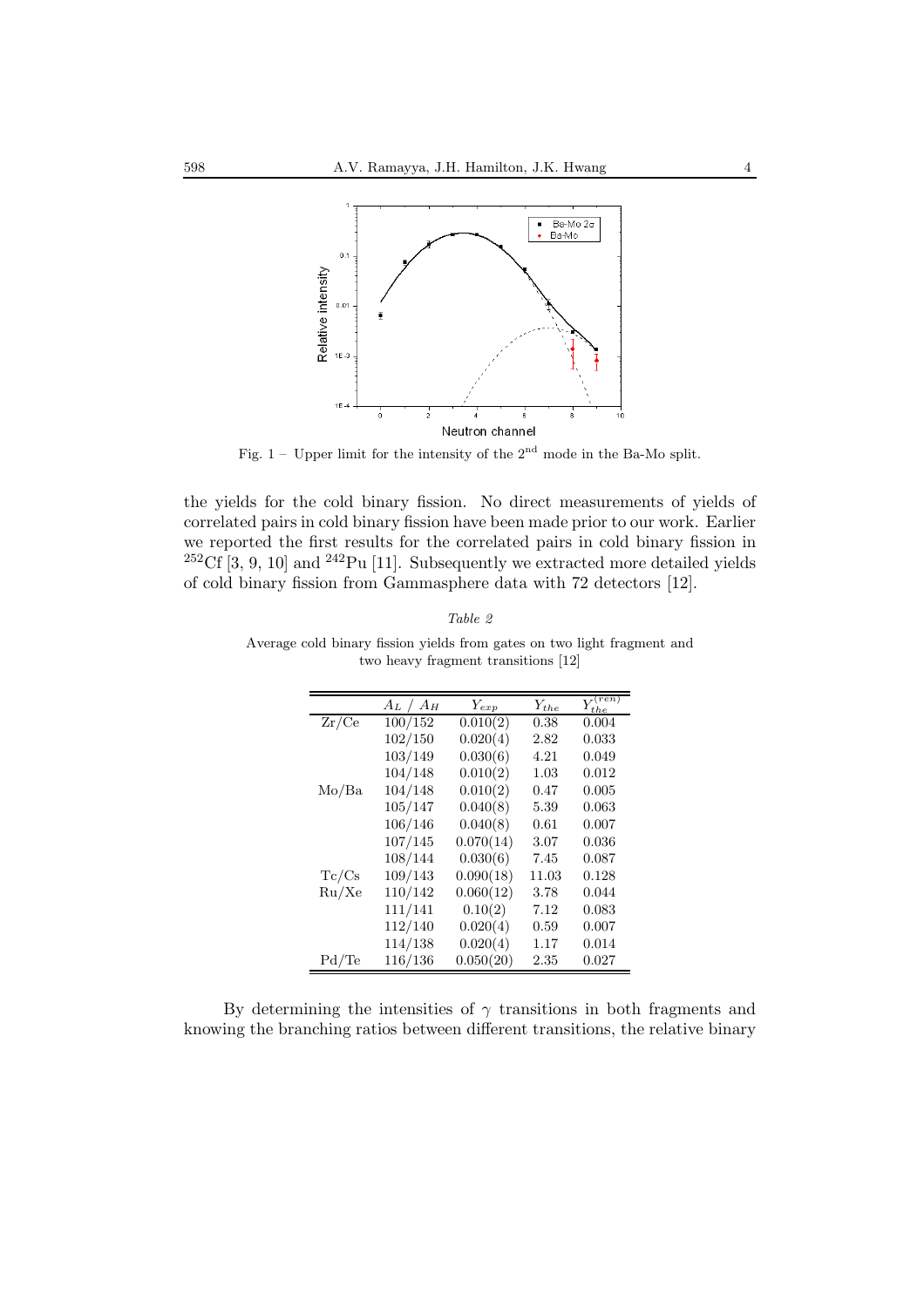Fig. 1 – Upper limit for the intensity of the 2[nd] mode in the Ba-Mo split.

the yields for the cold binary fission. No direct measurements of yields of correlated pairs in cold binary fission have been made prior to our work. Earlier we reported the first results for the correlated pairs in cold binary fission in $^{252}$Cf [3, 9, 10] and $^{242}$Pu [11]. Subsequently we extracted more detailed yields of cold binary fission from Gammasphere data with 72 detectors [12].

*Table 2*

Average cold binary fission yields from gates on two light fragment and two heavy fragment transitions [12]

| | $A_L$ / $A_H$ | $Y_{exp}$ | $Y_{the}$ | $Y_{the}^{(ren)}$ |
|---|---|---|---|---|
| Zr/Ce | 100/152 | 0.010(2) | 0.38 | 0.004 |
| | 102/150 | 0.020(4) | 2.82 | 0.033 |
| | 103/149 | 0.030(6) | 4.21 | 0.049 |
| | 104/148 | 0.010(2) | 1.03 | 0.012 |
| Mo/Ba | 104/148 | 0.010(2) | 0.47 | 0.005 |
| | 105/147 | 0.040(8) | 5.39 | 0.063 |
| | 106/146 | 0.040(8) | 0.61 | 0.007 |
| | 107/145 | 0.070(14) | 3.07 | 0.036 |
| | 108/144 | 0.030(6) | 7.45 | 0.087 |
| Tc/Cs | 109/143 | 0.090(18) | 11.03 | 0.128 |
| Ru/Xe | 110/142 | 0.060(12) | 3.78 | 0.044 |
| | 111/141 | 0.10(2) | 7.12 | 0.083 |
| | 112/140 | 0.020(4) | 0.59 | 0.007 |
| | 114/138 | 0.020(4) | 1.17 | 0.014 |
| Pd/Te | 116/136 | 0.050(20) | 2.35 | 0.027 |

By determining the intensities of $\gamma$ transitions in both fragments and knowing the branching ratios between different transitions, the relative binary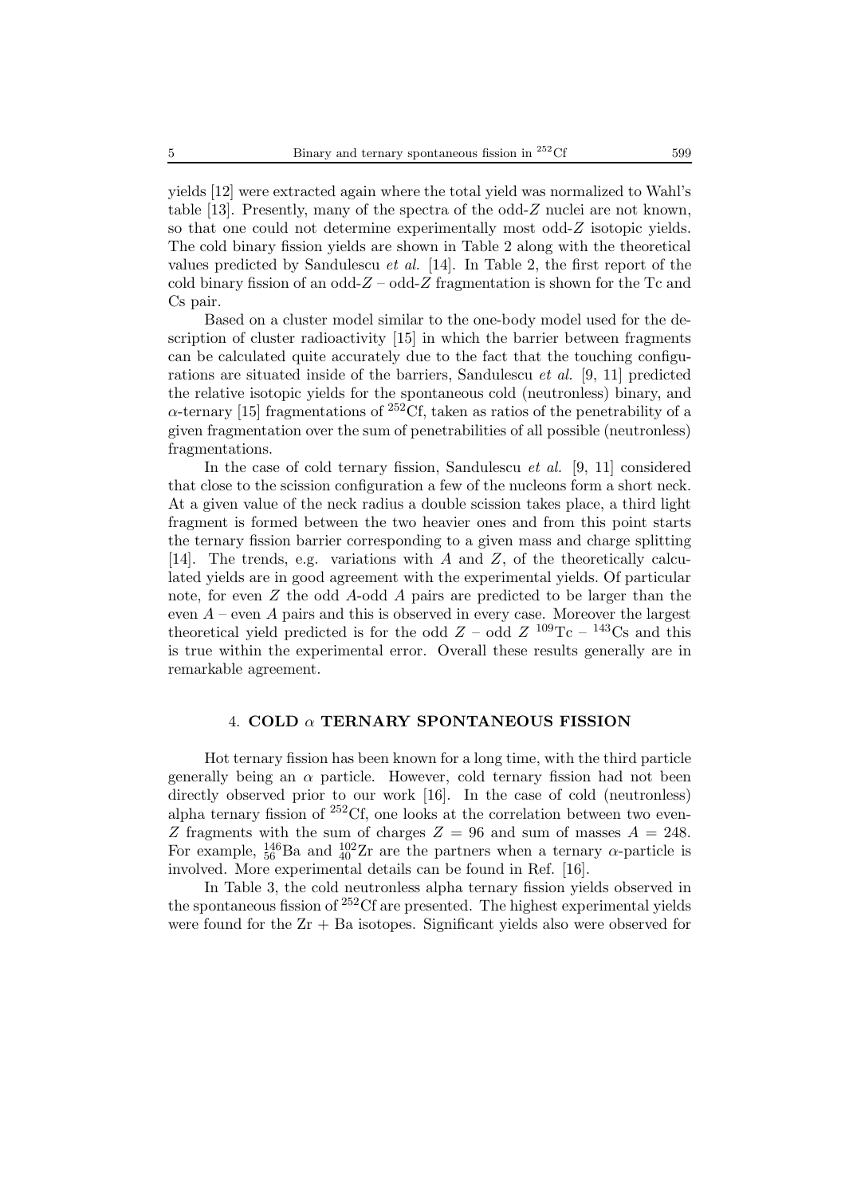yields [12] were extracted again where the total yield was normalized to Wahl's table [13]. Presently, many of the spectra of the odd-$Z$ nuclei are not known, so that one could not determine experimentally most odd-$Z$ isotopic yields. The cold binary fission yields are shown in Table 2 along with the theoretical values predicted by Sandulescu *et al.* [14]. In Table 2, the first report of the cold binary fission of an odd-$Z$ – odd-$Z$ fragmentation is shown for the Tc and Cs pair.

Based on a cluster model similar to the one-body model used for the description of cluster radioactivity [15] in which the barrier between fragments can be calculated quite accurately due to the fact that the touching configurations are situated inside of the barriers, Sandulescu *et al.* [9, 11] predicted the relative isotopic yields for the spontaneous cold (neutronless) binary, and $\alpha$-ternary [15] fragmentations of $^{252}$Cf, taken as ratios of the penetrability of a given fragmentation over the sum of penetrabilities of all possible (neutronless) fragmentations.

In the case of cold ternary fission, Sandulescu *et al.* [9, 11] considered that close to the scission configuration a few of the nucleons form a short neck. At a given value of the neck radius a double scission takes place, a third light fragment is formed between the two heavier ones and from this point starts the ternary fission barrier corresponding to a given mass and charge splitting [14]. The trends, e.g. variations with $A$ and $Z$, of the theoretically calculated yields are in good agreement with the experimental yields. Of particular note, for even $Z$ the odd $A$-odd $A$ pairs are predicted to be larger than the even $A$ – even $A$ pairs and this is observed in every case. Moreover the largest theoretical yield predicted is for the odd $Z$ – odd $Z$ $^{109}$Tc – $^{143}$Cs and this is true within the experimental error. Overall these results generally are in remarkable agreement.

## 4. COLD $\alpha$ TERNARY SPONTANEOUS FISSION

Hot ternary fission has been known for a long time, with the third particle generally being an $\alpha$ particle. However, cold ternary fission had not been directly observed prior to our work [16]. In the case of cold (neutronless) alpha ternary fission of $^{252}$Cf, one looks at the correlation between two even-$Z$ fragments with the sum of charges $Z = 96$ and sum of masses $A = 248$. For example, $^{146}_{56}$Ba and $^{102}_{40}$Zr are the partners when a ternary $\alpha$-particle is involved. More experimental details can be found in Ref. [16].

In Table 3, the cold neutronless alpha ternary fission yields observed in the spontaneous fission of $^{252}$Cf are presented. The highest experimental yields were found for the Zr + Ba isotopes. Significant yields also were observed for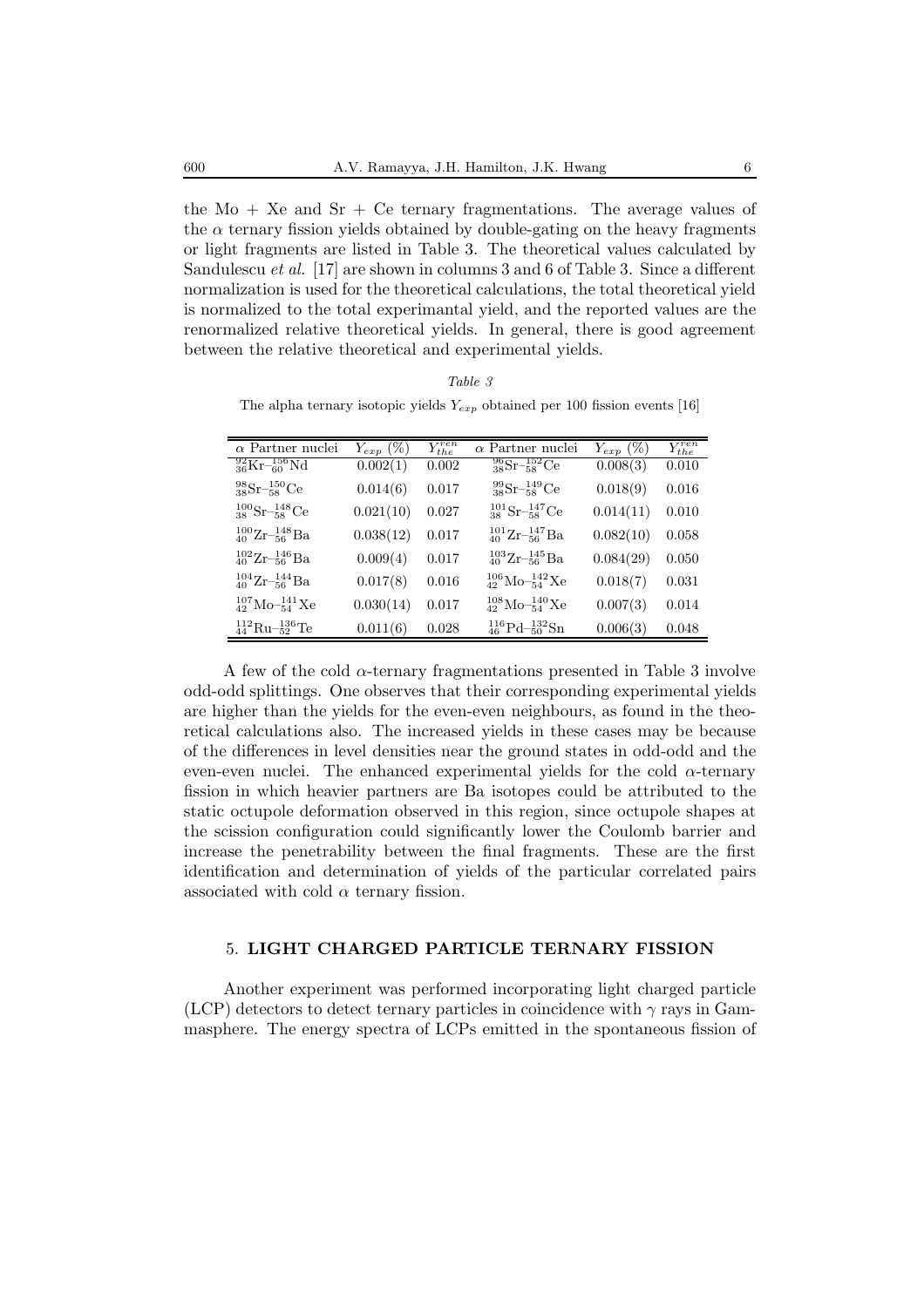the Mo + Xe and Sr + Ce ternary fragmentations. The average values of the $\alpha$ ternary fission yields obtained by double-gating on the heavy fragments or light fragments are listed in Table 3. The theoretical values calculated by Sandulescu *et al.* [17] are shown in columns 3 and 6 of Table 3. Since a different normalization is used for the theoretical calculations, the total theoretical yield is normalized to the total experimantal yield, and the reported values are the renormalized relative theoretical yields. In general, there is good agreement between the relative theoretical and experimental yields.

*Table 3*

The alpha ternary isotopic yields $Y_{exp}$ obtained per 100 fission events [16]

| $\alpha$ Partner nuclei | $Y_{exp}$ (%) | $Y_{the}^{ren}$ | $\alpha$ Partner nuclei | $Y_{exp}$ (%) | $Y_{the}^{ren}$ |
|---|---|---|---|---|---|
| ${}^{92}_{36}$Kr–${}^{156}_{60}$Nd | 0.002(1) | 0.002 | ${}^{96}_{38}$Sr–${}^{152}_{58}$Ce | 0.008(3) | 0.010 |
| ${}^{98}_{38}$Sr–${}^{150}_{58}$Ce | 0.014(6) | 0.017 | ${}^{99}_{38}$Sr–${}^{149}_{58}$Ce | 0.018(9) | 0.016 |
| ${}^{100}_{38}$Sr–${}^{148}_{58}$Ce | 0.021(10) | 0.027 | ${}^{101}_{38}$Sr–${}^{147}_{58}$Ce | 0.014(11) | 0.010 |
| ${}^{100}_{40}$Zr–${}^{148}_{56}$Ba | 0.038(12) | 0.017 | ${}^{101}_{40}$Zr–${}^{147}_{56}$Ba | 0.082(10) | 0.058 |
| ${}^{102}_{40}$Zr–${}^{146}_{56}$Ba | 0.009(4) | 0.017 | ${}^{103}_{40}$Zr–${}^{145}_{56}$Ba | 0.084(29) | 0.050 |
| ${}^{104}_{40}$Zr–${}^{144}_{56}$Ba | 0.017(8) | 0.016 | ${}^{106}_{42}$Mo–${}^{142}_{54}$Xe | 0.018(7) | 0.031 |
| ${}^{107}_{42}$Mo–${}^{141}_{54}$Xe | 0.030(14) | 0.017 | ${}^{108}_{42}$Mo–${}^{140}_{54}$Xe | 0.007(3) | 0.014 |
| ${}^{112}_{44}$Ru–${}^{136}_{52}$Te | 0.011(6) | 0.028 | ${}^{116}_{46}$Pd–${}^{132}_{50}$Sn | 0.006(3) | 0.048 |

A few of the cold $\alpha$-ternary fragmentations presented in Table 3 involve odd-odd splittings. One observes that their corresponding experimental yields are higher than the yields for the even-even neighbours, as found in the theoretical calculations also. The increased yields in these cases may be because of the differences in level densities near the ground states in odd-odd and the even-even nuclei. The enhanced experimental yields for the cold $\alpha$-ternary fission in which heavier partners are Ba isotopes could be attributed to the static octupole deformation observed in this region, since octupole shapes at the scission configuration could significantly lower the Coulomb barrier and increase the penetrability between the final fragments. These are the first identification and determination of yields of the particular correlated pairs associated with cold $\alpha$ ternary fission.

## 5. LIGHT CHARGED PARTICLE TERNARY FISSION

Another experiment was performed incorporating light charged particle (LCP) detectors to detect ternary particles in coincidence with $\gamma$ rays in Gammasphere. The energy spectra of LCPs emitted in the spontaneous fission of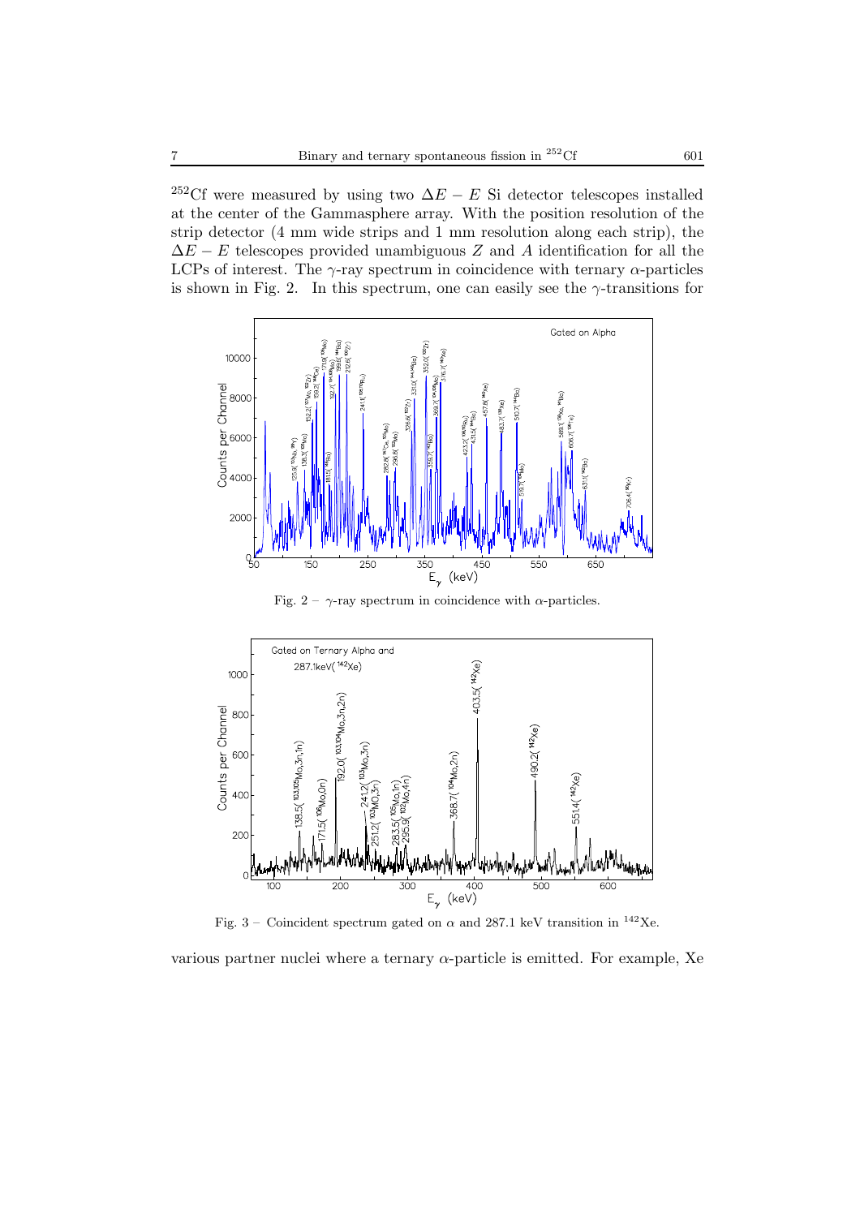$^{252}$Cf were measured by using two $\Delta E - E$ Si detector telescopes installed at the center of the Gammasphere array. With the position resolution of the strip detector (4 mm wide strips and 1 mm resolution along each strip), the $\Delta E - E$ telescopes provided unambiguous $Z$ and $A$ identification for all the LCPs of interest. The $\gamma$-ray spectrum in coincidence with ternary $\alpha$-particles is shown in Fig. 2. In this spectrum, one can easily see the $\gamma$-transitions for

Fig. 2 – $\gamma$-ray spectrum in coincidence with $\alpha$-particles.

Fig. 3 – Coincident spectrum gated on $\alpha$ and 287.1 keV transition in $^{142}$Xe.

various partner nuclei where a ternary $\alpha$-particle is emitted. For example, Xe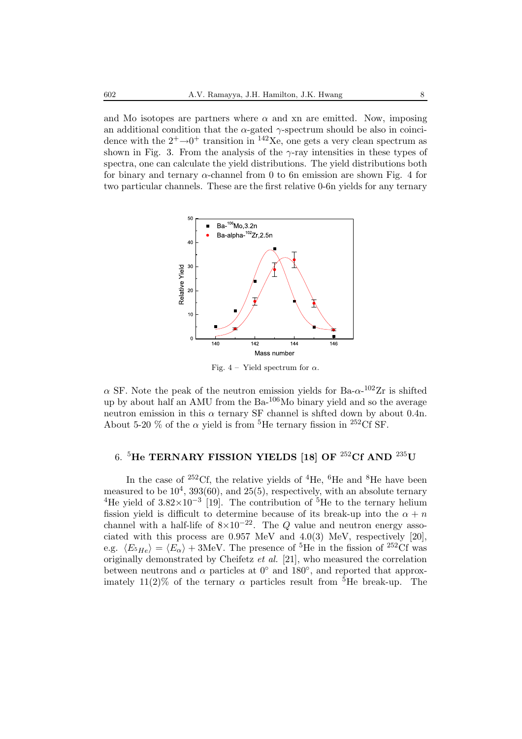and Mo isotopes are partners where $\alpha$ and xn are emitted. Now, imposing an additional condition that the $\alpha$-gated $\gamma$-spectrum should be also in coincidence with the $2^+ \to 0^+$ transition in $^{142}$Xe, one gets a very clean spectrum as shown in Fig. 3. From the analysis of the $\gamma$-ray intensities in these types of spectra, one can calculate the yield distributions. The yield distributions both for binary and ternary $\alpha$-channel from 0 to 6n emission are shown Fig. 4 for two particular channels. These are the first relative 0-6n yields for any ternary

Fig. 4 – Yield spectrum for $\alpha$.

$\alpha$ SF. Note the peak of the neutron emission yields for Ba-$\alpha$-$^{102}$Zr is shifted up by about half an AMU from the Ba-$^{106}$Mo binary yield and so the average neutron emission in this $\alpha$ ternary SF channel is shfted down by about 0.4n. About 5-20 % of the $\alpha$ yield is from $^5$He ternary fission in $^{252}$Cf SF.

## 6. $^5$He TERNARY FISSION YIELDS [18] OF $^{252}$Cf AND $^{235}$U

In the case of $^{252}$Cf, the relative yields of $^4$He, $^6$He and $^8$He have been measured to be $10^4$, 393(60), and 25(5), respectively, with an absolute ternary $^4$He yield of $3.82\times10^{-3}$ [19]. The contribution of $^5$He to the ternary helium fission yield is difficult to determine because of its break-up into the $\alpha + n$ channel with a half-life of $8\times10^{-22}$. The $Q$ value and neutron energy associated with this process are 0.957 MeV and 4.0(3) MeV, respectively [20], e.g. $\langle E_{^5He}\rangle = \langle E_\alpha \rangle + 3$MeV. The presence of $^5$He in the fission of $^{252}$Cf was originally demonstrated by Cheifetz *et al.* [21], who measured the correlation between neutrons and $\alpha$ particles at 0° and 180°, and reported that approximately 11(2)% of the ternary $\alpha$ particles result from $^5$He break-up. The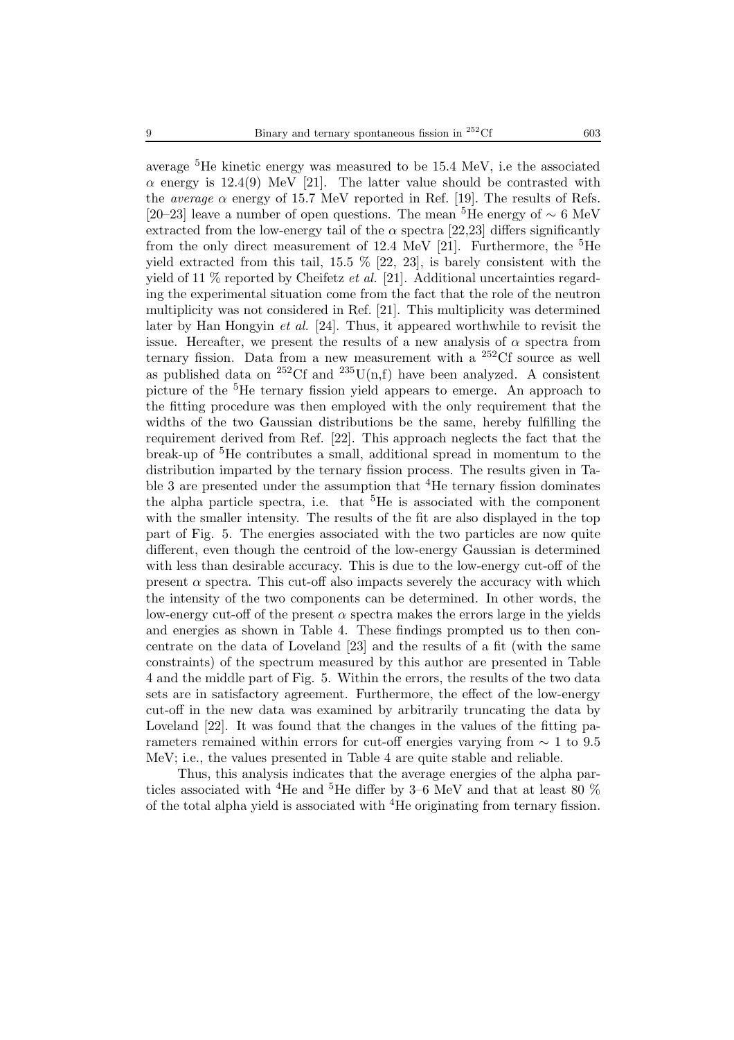average $^5$He kinetic energy was measured to be 15.4 MeV, i.e the associated $\alpha$ energy is 12.4(9) MeV [21]. The latter value should be contrasted with the *average* $\alpha$ energy of 15.7 MeV reported in Ref. [19]. The results of Refs. [20–23] leave a number of open questions. The mean $^5$He energy of $\sim$ 6 MeV extracted from the low-energy tail of the $\alpha$ spectra [22,23] differs significantly from the only direct measurement of 12.4 MeV [21]. Furthermore, the $^5$He yield extracted from this tail, 15.5 % [22, 23], is barely consistent with the yield of 11 % reported by Cheifetz *et al.* [21]. Additional uncertainties regarding the experimental situation come from the fact that the role of the neutron multiplicity was not considered in Ref. [21]. This multiplicity was determined later by Han Hongyin *et al.* [24]. Thus, it appeared worthwhile to revisit the issue. Hereafter, we present the results of a new analysis of $\alpha$ spectra from ternary fission. Data from a new measurement with a $^{252}$Cf source as well as published data on $^{252}$Cf and $^{235}$U(n,f) have been analyzed. A consistent picture of the $^5$He ternary fission yield appears to emerge. An approach to the fitting procedure was then employed with the only requirement that the widths of the two Gaussian distributions be the same, hereby fulfilling the requirement derived from Ref. [22]. This approach neglects the fact that the break-up of $^5$He contributes a small, additional spread in momentum to the distribution imparted by the ternary fission process. The results given in Table 3 are presented under the assumption that $^4$He ternary fission dominates the alpha particle spectra, i.e. that $^5$He is associated with the component with the smaller intensity. The results of the fit are also displayed in the top part of Fig. 5. The energies associated with the two particles are now quite different, even though the centroid of the low-energy Gaussian is determined with less than desirable accuracy. This is due to the low-energy cut-off of the present $\alpha$ spectra. This cut-off also impacts severely the accuracy with which the intensity of the two components can be determined. In other words, the low-energy cut-off of the present $\alpha$ spectra makes the errors large in the yields and energies as shown in Table 4. These findings prompted us to then concentrate on the data of Loveland [23] and the results of a fit (with the same constraints) of the spectrum measured by this author are presented in Table 4 and the middle part of Fig. 5. Within the errors, the results of the two data sets are in satisfactory agreement. Furthermore, the effect of the low-energy cut-off in the new data was examined by arbitrarily truncating the data by Loveland [22]. It was found that the changes in the values of the fitting parameters remained within errors for cut-off energies varying from $\sim$ 1 to 9.5 MeV; i.e., the values presented in Table 4 are quite stable and reliable.

Thus, this analysis indicates that the average energies of the alpha particles associated with $^4$He and $^5$He differ by 3–6 MeV and that at least 80 % of the total alpha yield is associated with $^4$He originating from ternary fission.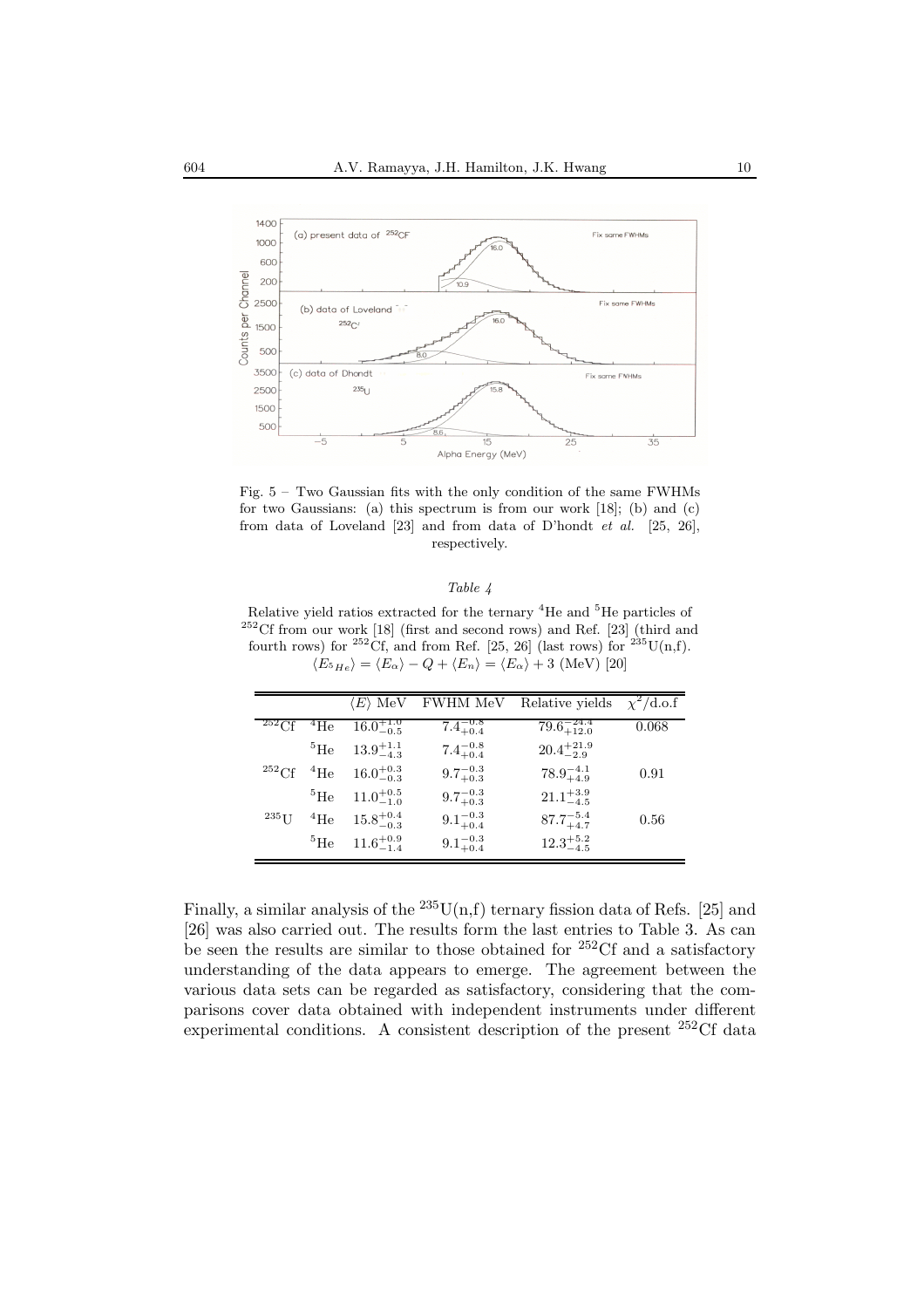Fig. 5 – Two Gaussian fits with the only condition of the same FWHMs for two Gaussians: (a) this spectrum is from our work [18]; (b) and (c) from data of Loveland [23] and from data of D'hondt *et al.* [25, 26], respectively.

*Table 4*

Relative yield ratios extracted for the ternary $^4$He and $^5$He particles of $^{252}$Cf from our work [18] (first and second rows) and Ref. [23] (third and fourth rows) for $^{252}$Cf, and from Ref. [25, 26] (last rows) for $^{235}$U(n,f). $\langle E_{^5He}\rangle = \langle E_\alpha\rangle - Q + \langle E_n\rangle = \langle E_\alpha\rangle + 3$ (MeV) [20]

| | | $\langle E\rangle$ MeV | FWHM MeV | Relative yields | $\chi^2$/d.o.f |
|---|---|---|---|---|---|
| $^{252}$Cf | $^4$He | $16.0^{+1.0}_{-0.5}$ | $7.4^{-0.8}_{+0.4}$ | $79.6^{-24.4}_{+12.0}$ | 0.068 |
| | $^5$He | $13.9^{+1.1}_{-4.3}$ | $7.4^{-0.8}_{+0.4}$ | $20.4^{+21.9}_{-2.9}$ | |
| $^{252}$Cf | $^4$He | $16.0^{+0.3}_{-0.3}$ | $9.7^{-0.3}_{+0.3}$ | $78.9^{-4.1}_{+4.9}$ | 0.91 |
| | $^5$He | $11.0^{+0.5}_{-1.0}$ | $9.7^{-0.3}_{+0.3}$ | $21.1^{+3.9}_{-4.5}$ | |
| $^{235}$U | $^4$He | $15.8^{+0.4}_{-0.3}$ | $9.1^{-0.3}_{+0.4}$ | $87.7^{-5.4}_{+4.7}$ | 0.56 |
| | $^5$He | $11.6^{+0.9}_{-1.4}$ | $9.1^{-0.3}_{+0.4}$ | $12.3^{+5.2}_{-4.5}$ | |

Finally, a similar analysis of the $^{235}$U(n,f) ternary fission data of Refs. [25] and [26] was also carried out. The results form the last entries to Table 3. As can be seen the results are similar to those obtained for $^{252}$Cf and a satisfactory understanding of the data appears to emerge. The agreement between the various data sets can be regarded as satisfactory, considering that the comparisons cover data obtained with independent instruments under different experimental conditions. A consistent description of the present $^{252}$Cf data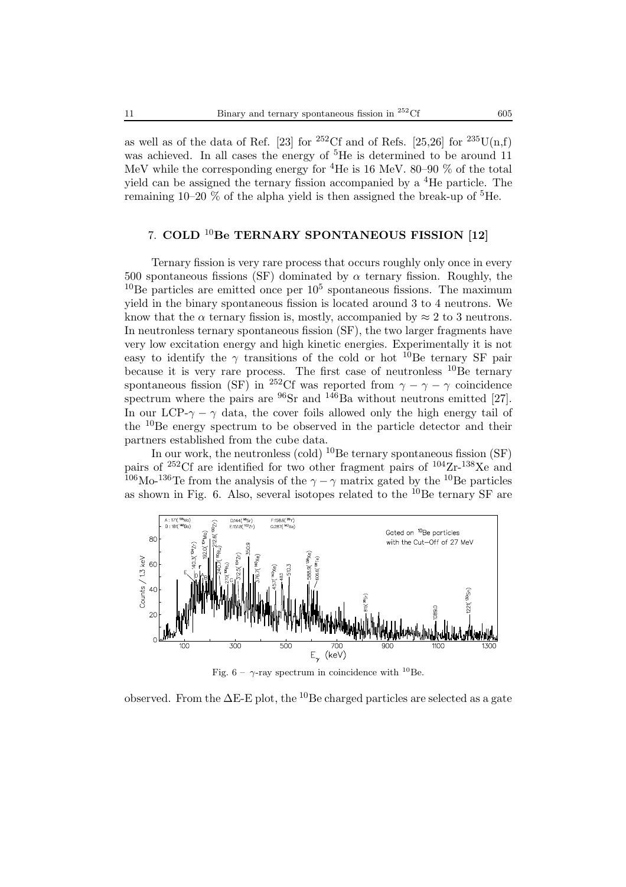as well as of the data of Ref. [23] for $^{252}$Cf and of Refs. [25,26] for $^{235}$U(n,f) was achieved. In all cases the energy of $^{5}$He is determined to be around 11 MeV while the corresponding energy for $^{4}$He is 16 MeV. 80–90 % of the total yield can be assigned the ternary fission accompanied by a $^{4}$He particle. The remaining 10–20 % of the alpha yield is then assigned the break-up of $^{5}$He.

## 7. COLD $^{10}$Be TERNARY SPONTANEOUS FISSION [12]

Ternary fission is very rare process that occurs roughly only once in every 500 spontaneous fissions (SF) dominated by $\alpha$ ternary fission. Roughly, the $^{10}$Be particles are emitted once per $10^5$ spontaneous fissions. The maximum yield in the binary spontaneous fission is located around 3 to 4 neutrons. We know that the $\alpha$ ternary fission is, mostly, accompanied by $\approx 2$ to 3 neutrons. In neutronless ternary spontaneous fission (SF), the two larger fragments have very low excitation energy and high kinetic energies. Experimentally it is not easy to identify the $\gamma$ transitions of the cold or hot $^{10}$Be ternary SF pair because it is very rare process. The first case of neutronless $^{10}$Be ternary spontaneous fission (SF) in $^{252}$Cf was reported from $\gamma-\gamma-\gamma$ coincidence spectrum where the pairs are $^{96}$Sr and $^{146}$Ba without neutrons emitted [27]. In our LCP-$\gamma-\gamma$ data, the cover foils allowed only the high energy tail of the $^{10}$Be energy spectrum to be observed in the particle detector and their partners established from the cube data.

In our work, the neutronless (cold) $^{10}$Be ternary spontaneous fission (SF) pairs of $^{252}$Cf are identified for two other fragment pairs of $^{104}$Zr-$^{138}$Xe and $^{106}$Mo-$^{136}$Te from the analysis of the $\gamma-\gamma$ matrix gated by the $^{10}$Be particles as shown in Fig. 6. Also, several isotopes related to the $^{10}$Be ternary SF are observed. From the $\Delta$E-E plot, the $^{10}$Be charged particles are selected as a gate

Fig. 6 – $\gamma$-ray spectrum in coincidence with $^{10}$Be.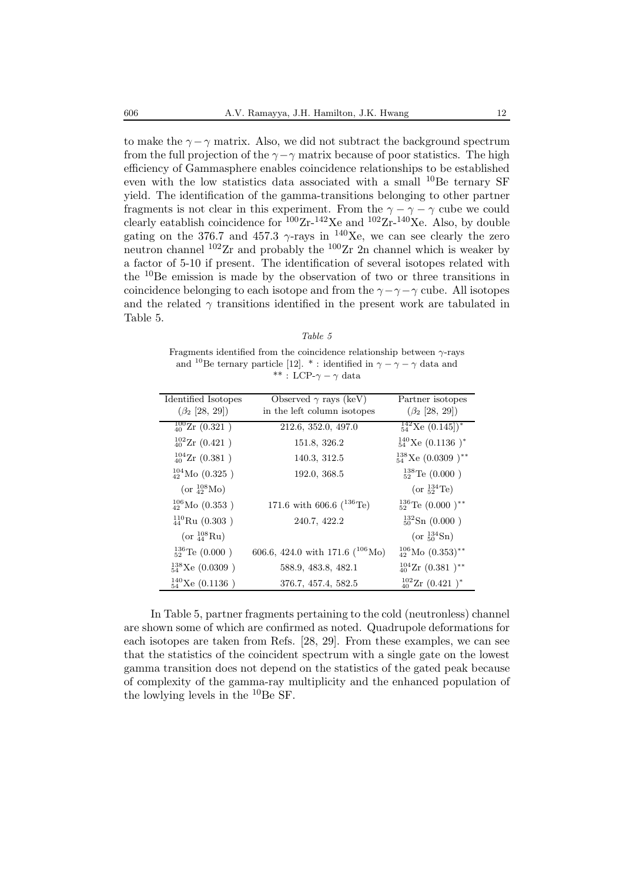to make the $\gamma-\gamma$ matrix. Also, we did not subtract the background spectrum from the full projection of the $\gamma-\gamma$ matrix because of poor statistics. The high efficiency of Gammasphere enables coincidence relationships to be established even with the low statistics data associated with a small $^{10}$Be ternary SF yield. The identification of the gamma-transitions belonging to other partner fragments is not clear in this experiment. From the $\gamma-\gamma-\gamma$ cube we could clearly eatablish coincidence for $^{100}$Zr-$^{142}$Xe and $^{102}$Zr-$^{140}$Xe. Also, by double gating on the 376.7 and 457.3 $\gamma$-rays in $^{140}$Xe, we can see clearly the zero neutron channel $^{102}$Zr and probably the $^{100}$Zr 2n channel which is weaker by a factor of 5-10 if present. The identification of several isotopes related with the $^{10}$Be emission is made by the observation of two or three transitions in coincidence belonging to each isotope and from the $\gamma-\gamma-\gamma$ cube. All isotopes and the related $\gamma$ transitions identified in the present work are tabulated in Table 5.

*Table 5*

Fragments identified from the coincidence relationship between $\gamma$-rays and $^{10}$Be ternary particle [12]. * : identified in $\gamma-\gamma-\gamma$ data and ** : LCP-$\gamma-\gamma$ data

| Identified Isotopes ($\beta_2$ [28, 29]) | Observed $\gamma$ rays (keV) in the left column isotopes | Partner isotopes ($\beta_2$ [28, 29]) |
|---|---|---|
| $^{100}_{40}$Zr (0.321 ) | 212.6, 352.0, 497.0 | $^{142}_{54}$Xe (0.145])* |
| $^{102}_{40}$Zr (0.421 ) | 151.8, 326.2 | $^{140}_{54}$Xe (0.1136 )* |
| $^{104}_{40}$Zr (0.381 ) | 140.3, 312.5 | $^{138}_{54}$Xe (0.0309 )** |
| $^{104}_{42}$Mo (0.325 ) | 192.0, 368.5 | $^{138}_{52}$Te (0.000 ) |
| (or $^{108}_{42}$Mo) | | (or $^{134}_{52}$Te) |
| $^{106}_{42}$Mo (0.353 ) | 171.6 with 606.6 ($^{136}$Te) | $^{136}_{52}$Te (0.000 )** |
| $^{110}_{44}$Ru (0.303 ) | 240.7, 422.2 | $^{132}_{50}$Sn (0.000 ) |
| (or $^{108}_{44}$Ru) | | (or $^{134}_{50}$Sn) |
| $^{136}_{52}$Te (0.000 ) | 606.6, 424.0 with 171.6 ($^{106}$Mo) | $^{106}_{42}$Mo (0.353)** |
| $^{138}_{54}$Xe (0.0309 ) | 588.9, 483.8, 482.1 | $^{104}_{40}$Zr (0.381 )** |
| $^{140}_{54}$Xe (0.1136 ) | 376.7, 457.4, 582.5 | $^{102}_{40}$Zr (0.421 )* |

In Table 5, partner fragments pertaining to the cold (neutronless) channel are shown some of which are confirmed as noted. Quadrupole deformations for each isotopes are taken from Refs. [28, 29]. From these examples, we can see that the statistics of the coincident spectrum with a single gate on the lowest gamma transition does not depend on the statistics of the gated peak because of complexity of the gamma-ray multiplicity and the enhanced population of the lowlying levels in the $^{10}$Be SF.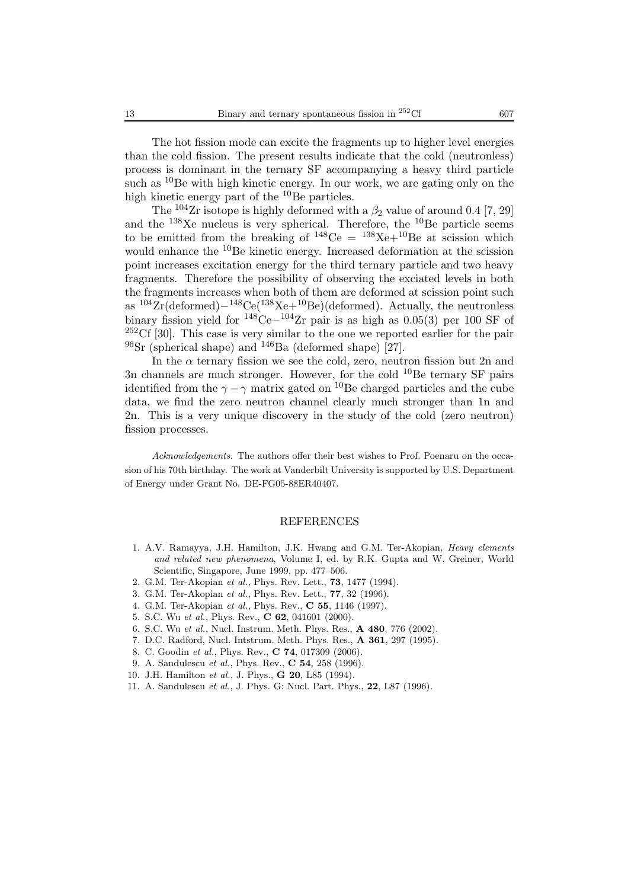The hot fission mode can excite the fragments up to higher level energies than the cold fission. The present results indicate that the cold (neutronless) process is dominant in the ternary SF accompanying a heavy third particle such as $^{10}$Be with high kinetic energy. In our work, we are gating only on the high kinetic energy part of the $^{10}$Be particles.

The $^{104}$Zr isotope is highly deformed with a $\beta_2$ value of around 0.4 [7, 29] and the $^{138}$Xe nucleus is very spherical. Therefore, the $^{10}$Be particle seems to be emitted from the breaking of $^{148}\text{Ce} = {}^{138}\text{Xe}+{}^{10}\text{Be}$ at scission which would enhance the $^{10}$Be kinetic energy. Increased deformation at the scission point increases excitation energy for the third ternary particle and two heavy fragments. Therefore the possibility of observing the exciated levels in both the fragments increases when both of them are deformed at scission point such as $^{104}$Zr(deformed)$-{}^{148}$Ce($^{138}$Xe+$^{10}$Be)(deformed). Actually, the neutronless binary fission yield for $^{148}\text{Ce}-{}^{104}\text{Zr}$ pair is as high as 0.05(3) per 100 SF of $^{252}$Cf [30]. This case is very similar to the one we reported earlier for the pair $^{96}$Sr (spherical shape) and $^{146}$Ba (deformed shape) [27].

In the $\alpha$ ternary fission we see the cold, zero, neutron fission but 2n and 3n channels are much stronger. However, for the cold $^{10}$Be ternary SF pairs identified from the $\gamma-\gamma$ matrix gated on $^{10}$Be charged particles and the cube data, we find the zero neutron channel clearly much stronger than 1n and 2n. This is a very unique discovery in the study of the cold (zero neutron) fission processes.

*Acknowledgements.* The authors offer their best wishes to Prof. Poenaru on the occasion of his 70th birthday. The work at Vanderbilt University is supported by U.S. Department of Energy under Grant No. DE-FG05-88ER40407.

## REFERENCES

1. A.V. Ramayya, J.H. Hamilton, J.K. Hwang and G.M. Ter-Akopian, *Heavy elements and related new phenomena*, Volume I, ed. by R.K. Gupta and W. Greiner, World Scientific, Singapore, June 1999, pp. 477–506.
2. G.M. Ter-Akopian *et al.*, Phys. Rev. Lett., **73**, 1477 (1994).
3. G.M. Ter-Akopian *et al.*, Phys. Rev. Lett., **77**, 32 (1996).
4. G.M. Ter-Akopian *et al.*, Phys. Rev., **C 55**, 1146 (1997).
5. S.C. Wu *et al.*, Phys. Rev., **C 62**, 041601 (2000).
6. S.C. Wu *et al.*, Nucl. Instrum. Meth. Phys. Res., **A 480**, 776 (2002).
7. D.C. Radford, Nucl. Intstrum. Meth. Phys. Res., **A 361**, 297 (1995).
8. C. Goodin *et al.*, Phys. Rev., **C 74**, 017309 (2006).
9. A. Sandulescu *et al.*, Phys. Rev., **C 54**, 258 (1996).
10. J.H. Hamilton *et al.*, J. Phys., **G 20**, L85 (1994).
11. A. Sandulescu *et al.*, J. Phys. G: Nucl. Part. Phys., **22**, L87 (1996).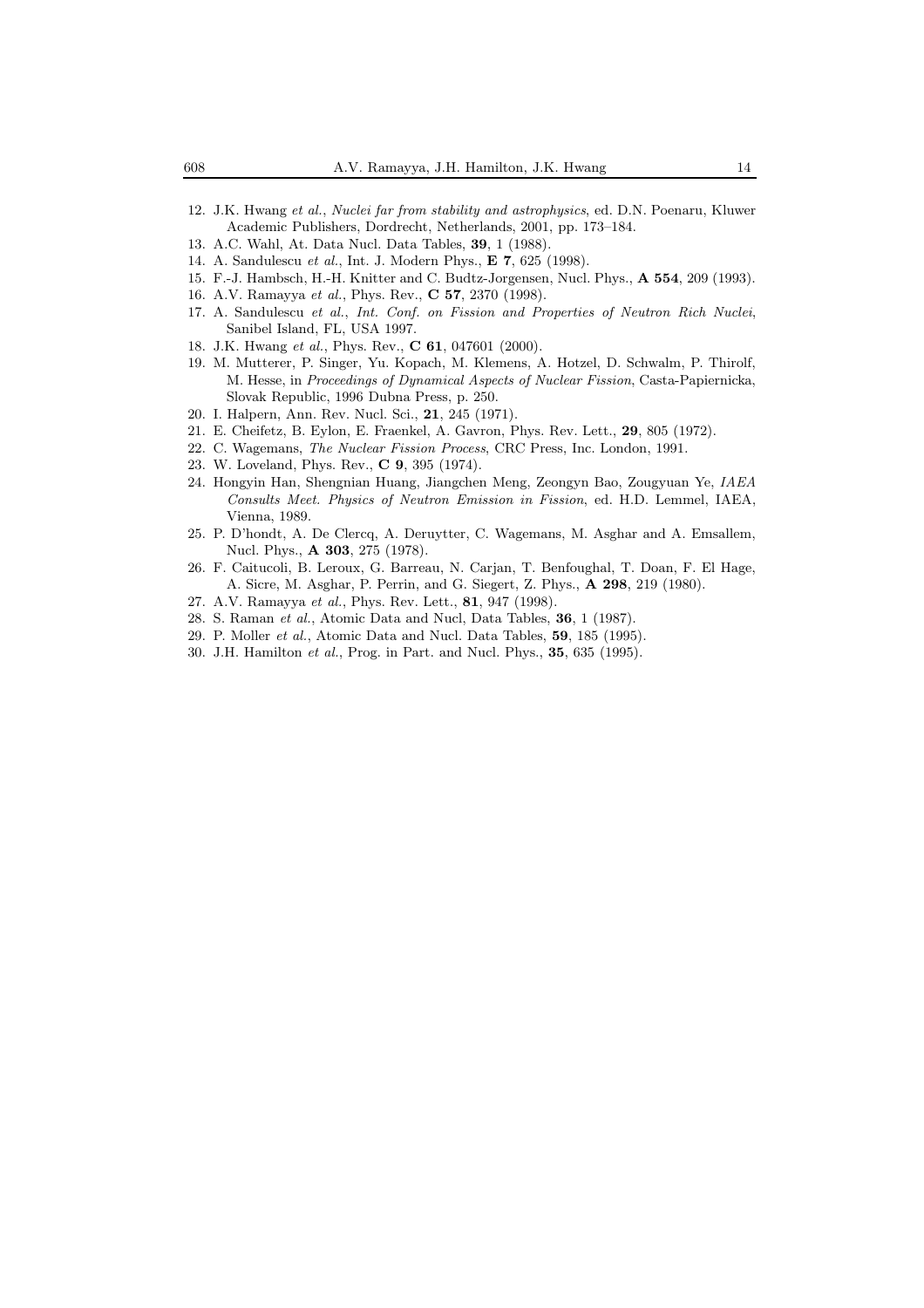12. J.K. Hwang *et al.*, *Nuclei far from stability and astrophysics*, ed. D.N. Poenaru, Kluwer Academic Publishers, Dordrecht, Netherlands, 2001, pp. 173–184.
13. A.C. Wahl, At. Data Nucl. Data Tables, **39**, 1 (1988).
14. A. Sandulescu *et al.*, Int. J. Modern Phys., **E 7**, 625 (1998).
15. F.-J. Hambsch, H.-H. Knitter and C. Budtz-Jorgensen, Nucl. Phys., **A 554**, 209 (1993).
16. A.V. Ramayya *et al.*, Phys. Rev., **C 57**, 2370 (1998).
17. A. Sandulescu *et al.*, *Int. Conf. on Fission and Properties of Neutron Rich Nuclei*, Sanibel Island, FL, USA 1997.
18. J.K. Hwang *et al.*, Phys. Rev., **C 61**, 047601 (2000).
19. M. Mutterer, P. Singer, Yu. Kopach, M. Klemens, A. Hotzel, D. Schwalm, P. Thirolf, M. Hesse, in *Proceedings of Dynamical Aspects of Nuclear Fission*, Casta-Papiernicka, Slovak Republic, 1996 Dubna Press, p. 250.
20. I. Halpern, Ann. Rev. Nucl. Sci., **21**, 245 (1971).
21. E. Cheifetz, B. Eylon, E. Fraenkel, A. Gavron, Phys. Rev. Lett., **29**, 805 (1972).
22. C. Wagemans, *The Nuclear Fission Process*, CRC Press, Inc. London, 1991.
23. W. Loveland, Phys. Rev., **C 9**, 395 (1974).
24. Hongyin Han, Shengnian Huang, Jiangchen Meng, Zeongyn Bao, Zougyuan Ye, *IAEA Consults Meet. Physics of Neutron Emission in Fission*, ed. H.D. Lemmel, IAEA, Vienna, 1989.
25. P. D'hondt, A. De Clercq, A. Deruytter, C. Wagemans, M. Asghar and A. Emsallem, Nucl. Phys., **A 303**, 275 (1978).
26. F. Caitucoli, B. Leroux, G. Barreau, N. Carjan, T. Benfoughal, T. Doan, F. El Hage, A. Sicre, M. Asghar, P. Perrin, and G. Siegert, Z. Phys., **A 298**, 219 (1980).
27. A.V. Ramayya *et al.*, Phys. Rev. Lett., **81**, 947 (1998).
28. S. Raman *et al.*, Atomic Data and Nucl, Data Tables, **36**, 1 (1987).
29. P. Moller *et al.*, Atomic Data and Nucl. Data Tables, **59**, 185 (1995).
30. J.H. Hamilton *et al.*, Prog. in Part. and Nucl. Phys., **35**, 635 (1995).